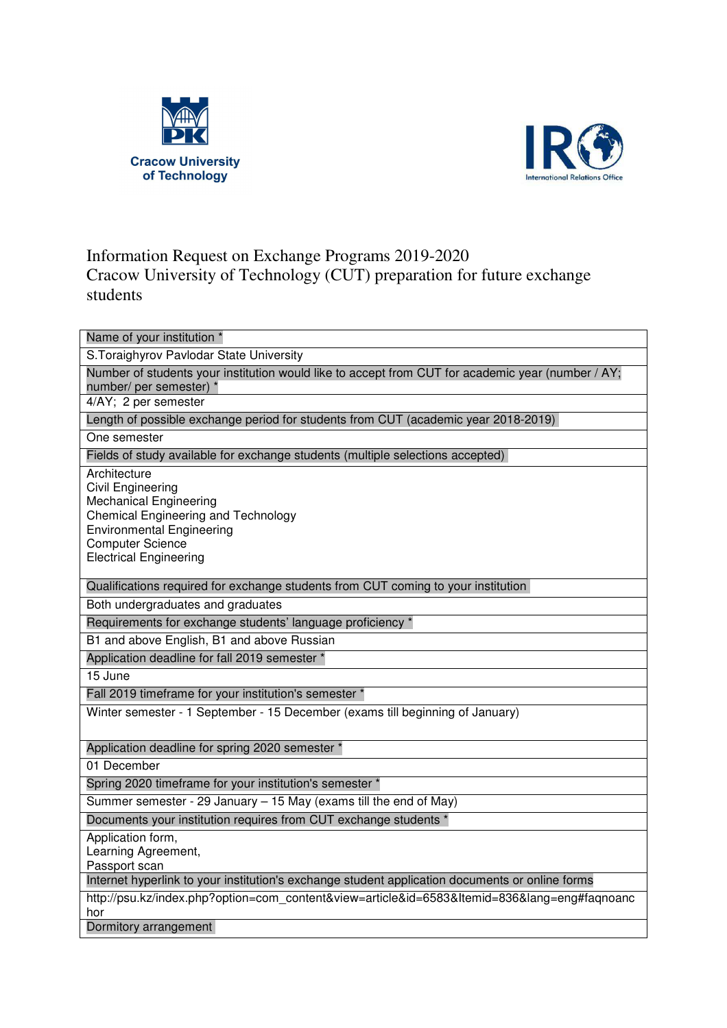Cracow University of Technology

International Relations Office

# Information Request on Exchange Programs 2019-2020
# Cracow University of Technology (CUT) preparation for future exchange students

| Name of your institution * |
|---|
| S.Toraighyrov Pavlodar State University |
| Number of students your institution would like to accept from CUT for academic year (number / AY; number/ per semester) * |
| 4/AY; 2 per semester |
| Length of possible exchange period for students from CUT (academic year 2018-2019) |
| One semester |
| Fields of study available for exchange students (multiple selections accepted) |
| Architecture<br>Civil Engineering<br>Mechanical Engineering<br>Chemical Engineering and Technology<br>Environmental Engineering<br>Computer Science<br>Electrical Engineering |
| Qualifications required for exchange students from CUT coming to your institution |
| Both undergraduates and graduates |
| Requirements for exchange students' language proficiency * |
| B1 and above English, B1 and above Russian |
| Application deadline for fall 2019 semester * |
| 15 June |
| Fall 2019 timeframe for your institution's semester * |
| Winter semester - 1 September - 15 December (exams till beginning of January) |
| Application deadline for spring 2020 semester * |
| 01 December |
| Spring 2020 timeframe for your institution's semester * |
| Summer semester - 29 January – 15 May (exams till the end of May) |
| Documents your institution requires from CUT exchange students * |
| Application form,<br>Learning Agreement,<br>Passport scan |
| Internet hyperlink to your institution's exchange student application documents or online forms |
| http://psu.kz/index.php?option=com_content&view=article&id=6583&Itemid=836&lang=eng#faqnoanchor |
| Dormitory arrangement |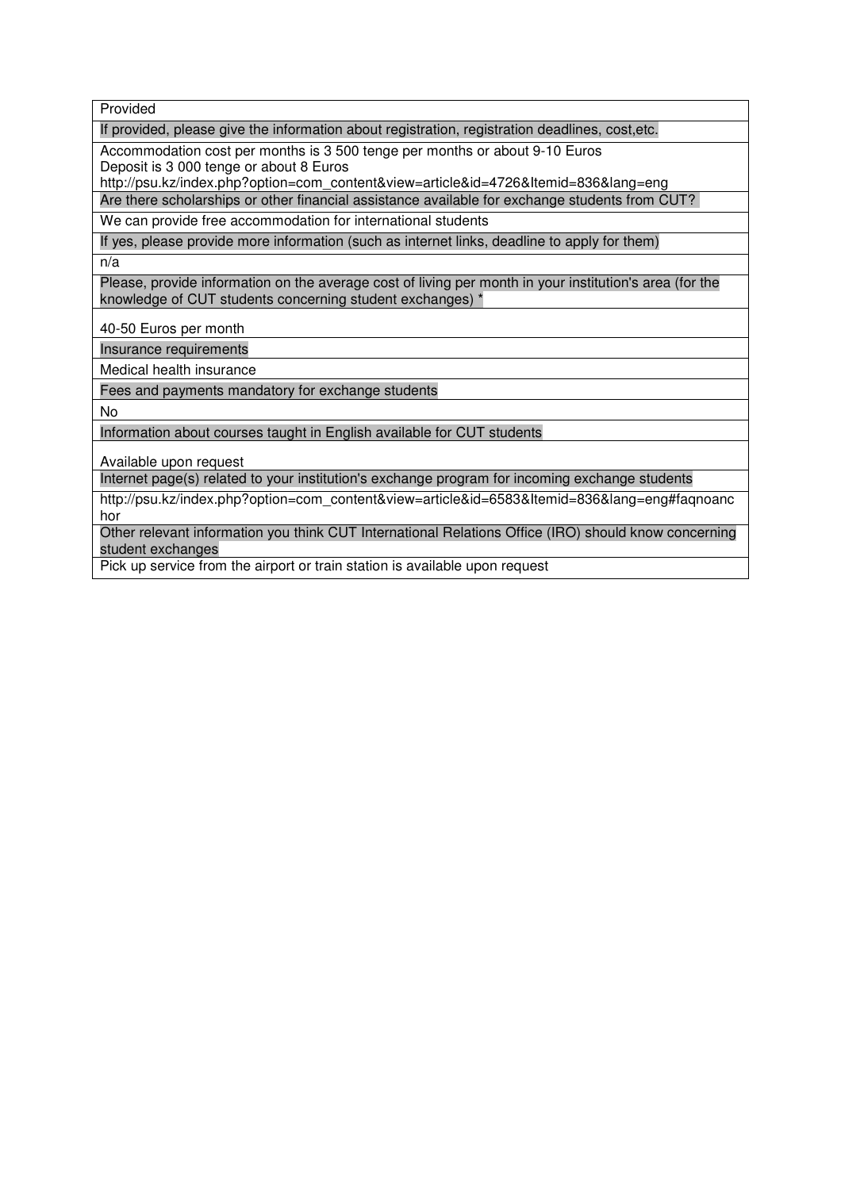| |
|---|
| Provided |
| If provided, please give the information about registration, registration deadlines, cost,etc. |
| Accommodation cost per months is 3 500 tenge per months or about 9-10 Euros<br>Deposit is 3 000 tenge or about 8 Euros<br>http://psu.kz/index.php?option=com_content&view=article&id=4726&Itemid=836&lang=eng |
| Are there scholarships or other financial assistance available for exchange students from CUT? |
| We can provide free accommodation for international students |
| If yes, please provide more information (such as internet links, deadline to apply for them) |
| n/a |
| Please, provide information on the average cost of living per month in your institution's area (for the knowledge of CUT students concerning student exchanges) * |
| 40-50 Euros per month |
| Insurance requirements |
| Medical health insurance |
| Fees and payments mandatory for exchange students |
| No |
| Information about courses taught in English available for CUT students |
| Available upon request |
| Internet page(s) related to your institution's exchange program for incoming exchange students |
| http://psu.kz/index.php?option=com_content&view=article&id=6583&Itemid=836&lang=eng#faqnoanchor |
| Other relevant information you think CUT International Relations Office (IRO) should know concerning student exchanges |
| Pick up service from the airport or train station is available upon request |